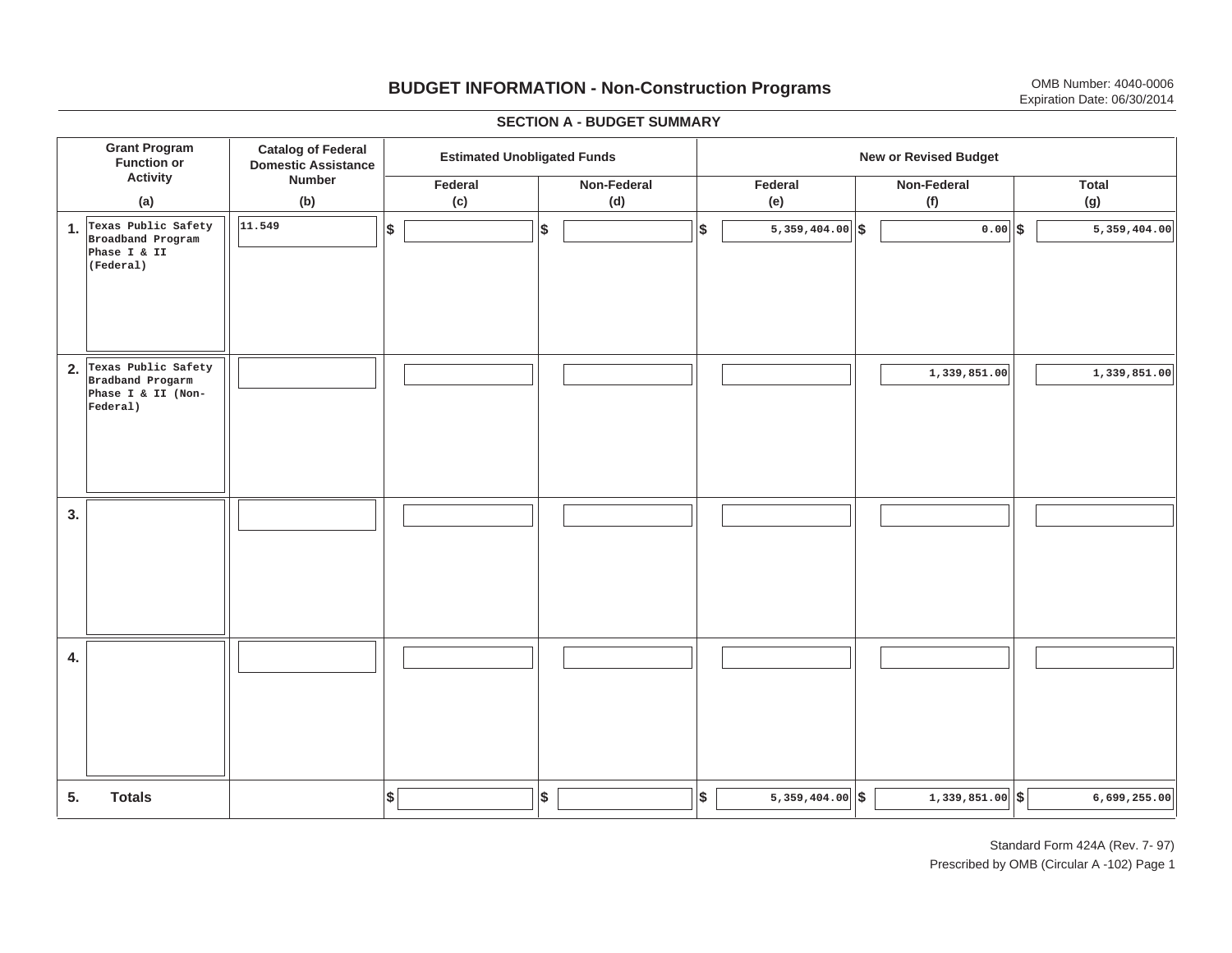# BUDGET INFORMATION - Non-Construction Programs

OMB Number: 4040-0006
Expiration Date: 06/30/2014

## SECTION A - BUDGET SUMMARY

| Grant Program Function or Activity (a) | Catalog of Federal Domestic Assistance Number (b) | Estimated Unobligated Funds | | New or Revised Budget | | |
|---|---|---|---|---|---|---|
| | | Federal (c) | Non-Federal (d) | Federal (e) | Non-Federal (f) | Total (g) |
| 1. Texas Public Safety Broadband Program Phase I & II (Federal) | 11.549 | $ | $ | $ 5,359,404.00 | $ 0.00 | $ 5,359,404.00 |
| 2. Texas Public Safety Bradband Progarm Phase I & II (Non-Federal) | | | | | 1,339,851.00 | 1,339,851.00 |
| 3. | | | | | | |
| 4. | | | | | | |
| 5. Totals | | $ | $ | $ 5,359,404.00 | $ 1,339,851.00 | $ 6,699,255.00 |

Standard Form 424A (Rev. 7- 97)

Prescribed by OMB (Circular A -102) Page 1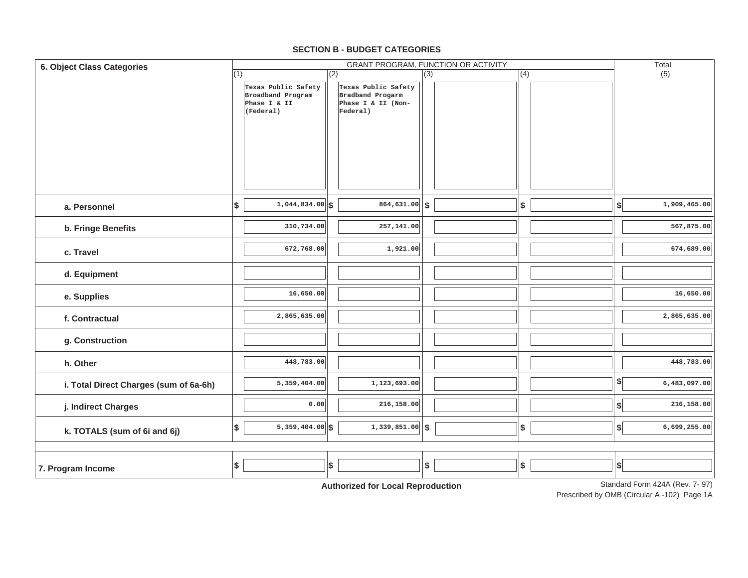## SECTION B - BUDGET CATEGORIES

| 6. Object Class Categories | GRANT PROGRAM, FUNCTION OR ACTIVITY | | | | Total |
|---|---|---|---|---|---|
| | (1) Texas Public Safety Broadband Program Phase I & II (Federal) | (2) Texas Public Safety Bradband Progarm Phase I & II (Non-Federal) | (3) | (4) | (5) |
| a. Personnel | $ 1,044,834.00 | $ 864,631.00 | $ | $ | $ 1,909,465.00 |
| b. Fringe Benefits | 310,734.00 | 257,141.00 | | | 567,875.00 |
| c. Travel | 672,768.00 | 1,921.00 | | | 674,689.00 |
| d. Equipment | | | | | |
| e. Supplies | 16,650.00 | | | | 16,650.00 |
| f. Contractual | 2,865,635.00 | | | | 2,865,635.00 |
| g. Construction | | | | | |
| h. Other | 448,783.00 | | | | 448,783.00 |
| i. Total Direct Charges (sum of 6a-6h) | 5,359,404.00 | 1,123,693.00 | | | $ 6,483,097.00 |
| j. Indirect Charges | 0.00 | 216,158.00 | | | $ 216,158.00 |
| k. TOTALS (sum of 6i and 6j) | $ 5,359,404.00 | $ 1,339,851.00 | $ | $ | $ 6,699,255.00 |
| 7. Program Income | $ | $ | $ | $ | $ |

**Authorized for Local Reproduction**

Standard Form 424A (Rev. 7- 97)
Prescribed by OMB (Circular A -102) Page 1A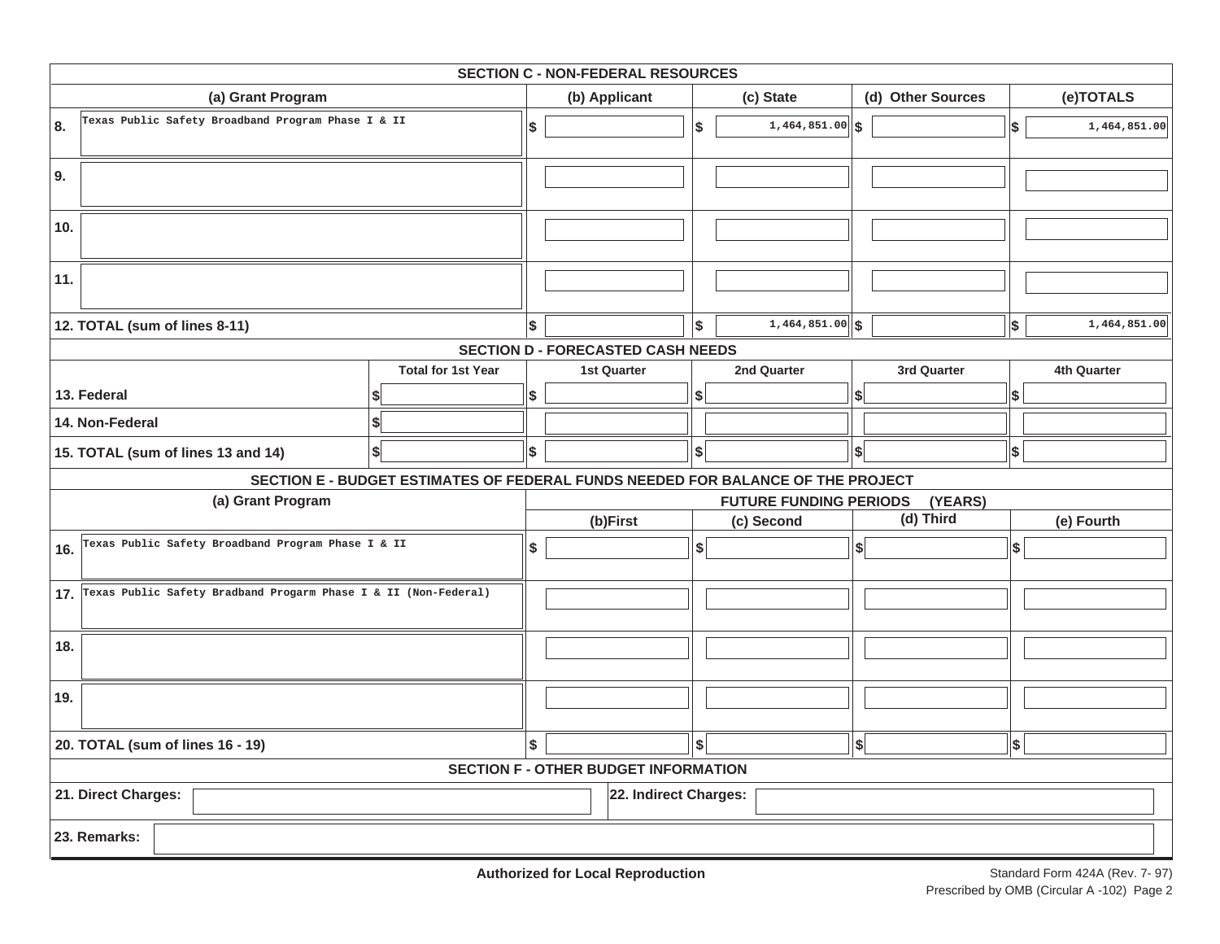## SECTION C - NON-FEDERAL RESOURCES

| (a) Grant Program | (b) Applicant | (c) State | (d) Other Sources | (e)TOTALS |
|---|---|---|---|---|
| 8. Texas Public Safety Broadband Program Phase I & II | $ | $ 1,464,851.00 | $ | $ 1,464,851.00 |
| 9. | | | | |
| 10. | | | | |
| 11. | | | | |
| 12. TOTAL (sum of lines 8-11) | $ | $ 1,464,851.00 | $ | $ 1,464,851.00 |

## SECTION D - FORECASTED CASH NEEDS

| | Total for 1st Year | 1st Quarter | 2nd Quarter | 3rd Quarter | 4th Quarter |
|---|---|---|---|---|---|
| 13. Federal | $ | $ | $ | $ | $ |
| 14. Non-Federal | $ | | | | |
| 15. TOTAL (sum of lines 13 and 14) | $ | $ | $ | $ | $ |

## SECTION E - BUDGET ESTIMATES OF FEDERAL FUNDS NEEDED FOR BALANCE OF THE PROJECT

| (a) Grant Program | FUTURE FUNDING PERIODS (YEARS) | | | |
|---|---|---|---|---|
| | (b)First | (c) Second | (d) Third | (e) Fourth |
| 16. Texas Public Safety Broadband Program Phase I & II | $ | $ | $ | $ |
| 17. Texas Public Safety Bradband Progarm Phase I & II (Non-Federal) | | | | |
| 18. | | | | |
| 19. | | | | |
| 20. TOTAL (sum of lines 16 - 19) | $ | $ | $ | $ |

## SECTION F - OTHER BUDGET INFORMATION

**21. Direct Charges:**

**22. Indirect Charges:**

**23. Remarks:**

**Authorized for Local Reproduction**

Standard Form 424A (Rev. 7- 97)
Prescribed by OMB (Circular A -102) Page 2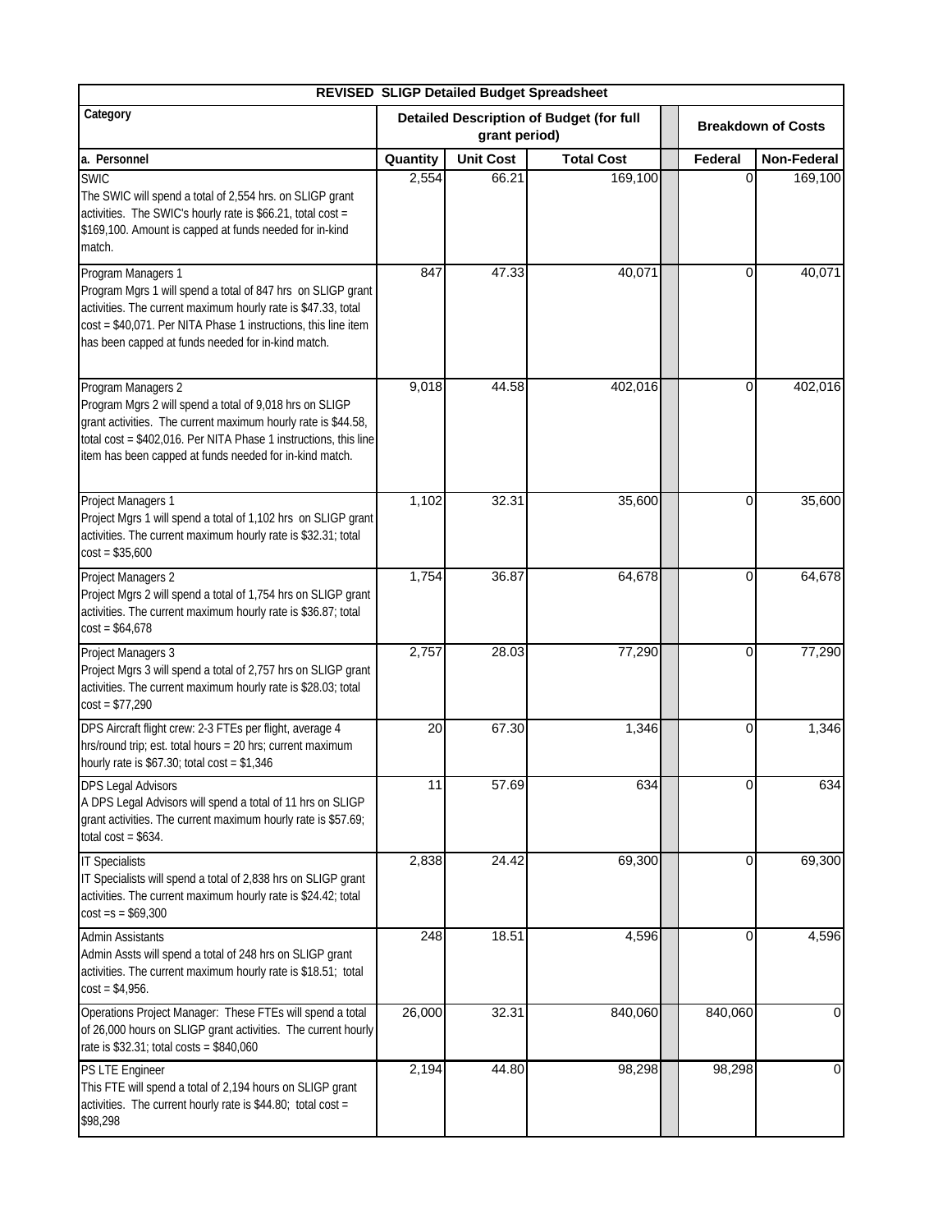| REVISED SLIGP Detailed Budget Spreadsheet | | | | | |
|---|---|---|---|---|---|
| **Category** | **Detailed Description of Budget (for full grant period)** | | | **Breakdown of Costs** | |
| **a. Personnel** | **Quantity** | **Unit Cost** | **Total Cost** | **Federal** | **Non-Federal** |
| SWIC<br>The SWIC will spend a total of 2,554 hrs. on SLIGP grant activities. The SWIC's hourly rate is $66.21, total cost = $169,100. Amount is capped at funds needed for in-kind match. | 2,554 | 66.21 | 169,100 | 0 | 169,100 |
| Program Managers 1<br>Program Mgrs 1 will spend a total of 847 hrs on SLIGP grant activities. The current maximum hourly rate is $47.33, total cost = $40,071. Per NITA Phase 1 instructions, this line item has been capped at funds needed for in-kind match. | 847 | 47.33 | 40,071 | 0 | 40,071 |
| Program Managers 2<br>Program Mgrs 2 will spend a total of 9,018 hrs on SLIGP grant activities. The current maximum hourly rate is $44.58, total cost = $402,016. Per NITA Phase 1 instructions, this line item has been capped at funds needed for in-kind match. | 9,018 | 44.58 | 402,016 | 0 | 402,016 |
| Project Managers 1<br>Project Mgrs 1 will spend a total of 1,102 hrs on SLIGP grant activities. The current maximum hourly rate is $32.31; total cost = $35,600 | 1,102 | 32.31 | 35,600 | 0 | 35,600 |
| Project Managers 2<br>Project Mgrs 2 will spend a total of 1,754 hrs on SLIGP grant activities. The current maximum hourly rate is $36.87; total cost = $64,678 | 1,754 | 36.87 | 64,678 | 0 | 64,678 |
| Project Managers 3<br>Project Mgrs 3 will spend a total of 2,757 hrs on SLIGP grant activities. The current maximum hourly rate is $28.03; total cost = $77,290 | 2,757 | 28.03 | 77,290 | 0 | 77,290 |
| DPS Aircraft flight crew: 2-3 FTEs per flight, average 4 hrs/round trip; est. total hours = 20 hrs; current maximum hourly rate is $67.30; total cost = $1,346 | 20 | 67.30 | 1,346 | 0 | 1,346 |
| DPS Legal Advisors<br>A DPS Legal Advisors will spend a total of 11 hrs on SLIGP grant activities. The current maximum hourly rate is $57.69; total cost = $634. | 11 | 57.69 | 634 | 0 | 634 |
| IT Specialists<br>IT Specialists will spend a total of 2,838 hrs on SLIGP grant activities. The current maximum hourly rate is $24.42; total cost =s = $69,300 | 2,838 | 24.42 | 69,300 | 0 | 69,300 |
| Admin Assistants<br>Admin Assts will spend a total of 248 hrs on SLIGP grant activities. The current maximum hourly rate is $18.51; total cost = $4,956. | 248 | 18.51 | 4,596 | 0 | 4,596 |
| Operations Project Manager: These FTEs will spend a total of 26,000 hours on SLIGP grant activities. The current hourly rate is $32.31; total costs = $840,060 | 26,000 | 32.31 | 840,060 | 840,060 | 0 |
| PS LTE Engineer<br>This FTE will spend a total of 2,194 hours on SLIGP grant activities. The current hourly rate is $44.80; total cost = $98,298 | 2,194 | 44.80 | 98,298 | 98,298 | 0 |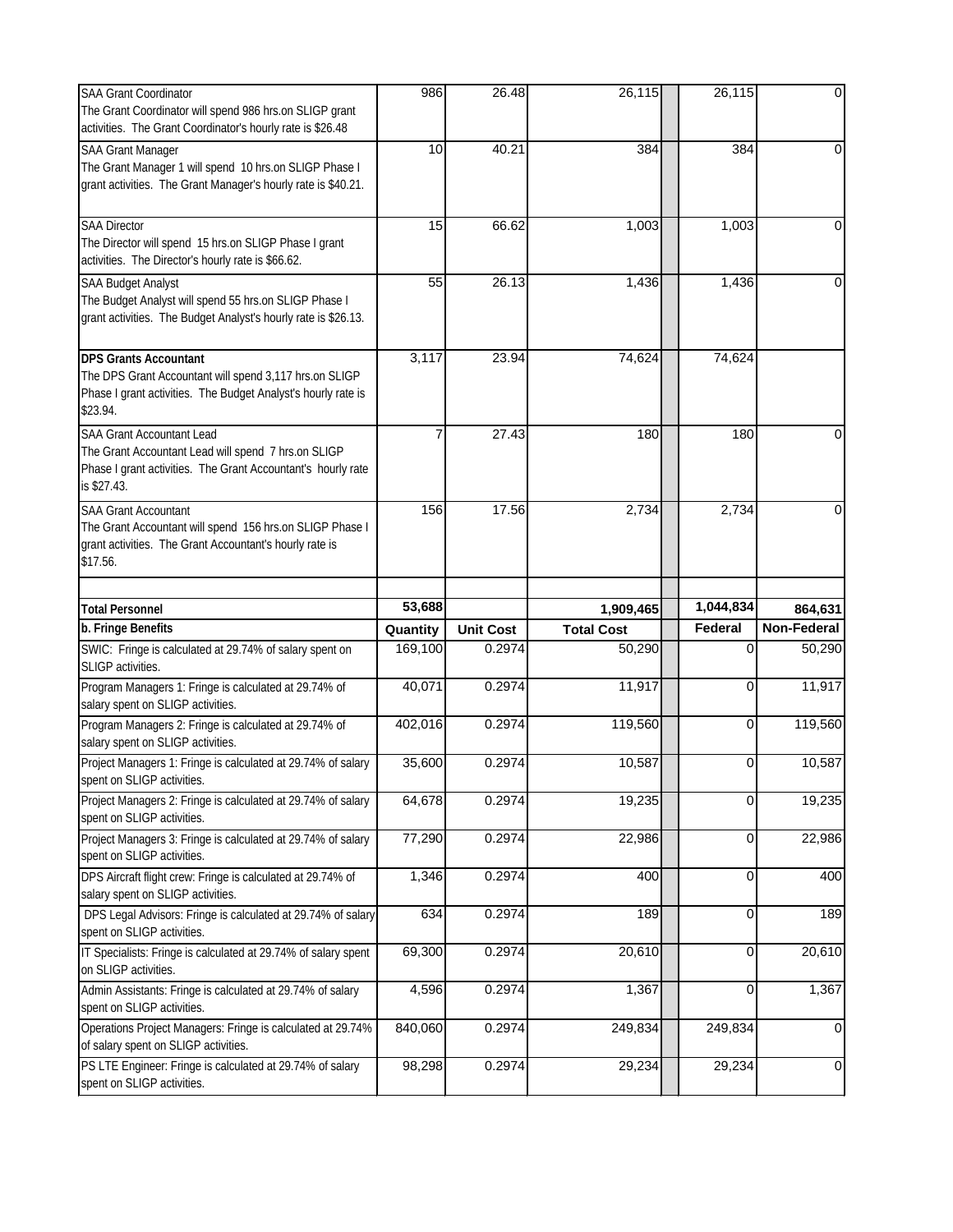| | | | | | | |
|---|---|---|---|---|---|---|
| SAA Grant Coordinator<br>The Grant Coordinator will spend 986 hrs.on SLIGP grant activities. The Grant Coordinator's hourly rate is $26.48 | 986 | 26.48 | 26,115 | | 26,115 | 0 |
| SAA Grant Manager<br>The Grant Manager 1 will spend 10 hrs.on SLIGP Phase I grant activities. The Grant Manager's hourly rate is $40.21. | 10 | 40.21 | 384 | | 384 | 0 |
| SAA Director<br>The Director will spend 15 hrs.on SLIGP Phase I grant activities. The Director's hourly rate is $66.62. | 15 | 66.62 | 1,003 | | 1,003 | 0 |
| SAA Budget Analyst<br>The Budget Analyst will spend 55 hrs.on SLIGP Phase I grant activities. The Budget Analyst's hourly rate is $26.13. | 55 | 26.13 | 1,436 | | 1,436 | 0 |
| **DPS Grants Accountant**<br>The DPS Grant Accountant will spend 3,117 hrs.on SLIGP Phase I grant activities. The Budget Analyst's hourly rate is $23.94. | 3,117 | 23.94 | 74,624 | | 74,624 | |
| SAA Grant Accountant Lead<br>The Grant Accountant Lead will spend 7 hrs.on SLIGP Phase I grant activities. The Grant Accountant's hourly rate is $27.43. | 7 | 27.43 | 180 | | 180 | 0 |
| SAA Grant Accountant<br>The Grant Accountant will spend 156 hrs.on SLIGP Phase I grant activities. The Grant Accountant's hourly rate is $17.56. | 156 | 17.56 | 2,734 | | 2,734 | 0 |
| | | | | | | |
| **Total Personnel** | **53,688** | | **1,909,465** | | **1,044,834** | **864,631** |
| **b. Fringe Benefits** | **Quantity** | **Unit Cost** | **Total Cost** | | **Federal** | **Non-Federal** |
| SWIC: Fringe is calculated at 29.74% of salary spent on SLIGP activities. | 169,100 | 0.2974 | 50,290 | | 0 | 50,290 |
| Program Managers 1: Fringe is calculated at 29.74% of salary spent on SLIGP activities. | 40,071 | 0.2974 | 11,917 | | 0 | 11,917 |
| Program Managers 2: Fringe is calculated at 29.74% of salary spent on SLIGP activities. | 402,016 | 0.2974 | 119,560 | | 0 | 119,560 |
| Project Managers 1: Fringe is calculated at 29.74% of salary spent on SLIGP activities. | 35,600 | 0.2974 | 10,587 | | 0 | 10,587 |
| Project Managers 2: Fringe is calculated at 29.74% of salary spent on SLIGP activities. | 64,678 | 0.2974 | 19,235 | | 0 | 19,235 |
| Project Managers 3: Fringe is calculated at 29.74% of salary spent on SLIGP activities. | 77,290 | 0.2974 | 22,986 | | 0 | 22,986 |
| DPS Aircraft flight crew: Fringe is calculated at 29.74% of salary spent on SLIGP activities. | 1,346 | 0.2974 | 400 | | 0 | 400 |
| DPS Legal Advisors: Fringe is calculated at 29.74% of salary spent on SLIGP activities. | 634 | 0.2974 | 189 | | 0 | 189 |
| IT Specialists: Fringe is calculated at 29.74% of salary spent on SLIGP activities. | 69,300 | 0.2974 | 20,610 | | 0 | 20,610 |
| Admin Assistants: Fringe is calculated at 29.74% of salary spent on SLIGP activities. | 4,596 | 0.2974 | 1,367 | | 0 | 1,367 |
| Operations Project Managers: Fringe is calculated at 29.74% of salary spent on SLIGP activities. | 840,060 | 0.2974 | 249,834 | | 249,834 | 0 |
| PS LTE Engineer: Fringe is calculated at 29.74% of salary spent on SLIGP activities. | 98,298 | 0.2974 | 29,234 | | 29,234 | 0 |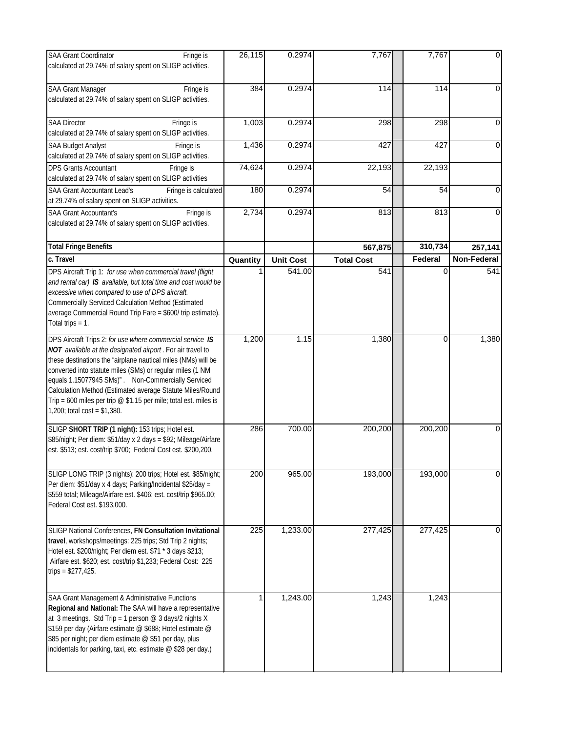| | | | | | | |
|---|---|---|---|---|---|---|
| SAA Grant Coordinator Fringe is calculated at 29.74% of salary spent on SLIGP activities. | 26,115 | 0.2974 | 7,767 | | 7,767 | 0 |
| SAA Grant Manager Fringe is calculated at 29.74% of salary spent on SLIGP activities. | 384 | 0.2974 | 114 | | 114 | 0 |
| SAA Director Fringe is calculated at 29.74% of salary spent on SLIGP activities. | 1,003 | 0.2974 | 298 | | 298 | 0 |
| SAA Budget Analyst Fringe is calculated at 29.74% of salary spent on SLIGP activities. | 1,436 | 0.2974 | 427 | | 427 | 0 |
| DPS Grants Accountant Fringe is calculated at 29.74% of salary spent on SLIGP activities | 74,624 | 0.2974 | 22,193 | | 22,193 | |
| SAA Grant Accountant Lead's Fringe is calculated at 29.74% of salary spent on SLIGP activities. | 180 | 0.2974 | 54 | | 54 | 0 |
| SAA Grant Accountant's Fringe is calculated at 29.74% of salary spent on SLIGP activities. | 2,734 | 0.2974 | 813 | | 813 | 0 |
| **Total Fringe Benefits** | | | **567,875** | | **310,734** | **257,141** |
| **c. Travel** | **Quantity** | **Unit Cost** | **Total Cost** | | **Federal** | **Non-Federal** |
| DPS Aircraft Trip 1: *for use when commercial travel (flight and rental car)* ***IS*** *available, but total time and cost would be excessive when compared to use of DPS aircraft.* Commercially Serviced Calculation Method (Estimated average Commercial Round Trip Fare = $600/ trip estimate). Total trips = 1. | 1 | 541.00 | 541 | | 0 | 541 |
| DPS Aircraft Trips 2: *for use where commercial service* ***IS NOT*** *available at the designated airport*. For air travel to these destinations the "airplane nautical miles (NMs) will be converted into statute miles (SMs) or regular miles (1 NM equals 1.15077945 SMs)". Non-Commercially Serviced Calculation Method (Estimated average Statute Miles/Round Trip = 600 miles per trip @ $1.15 per mile; total est. miles is 1,200; total cost = $1,380. | 1,200 | 1.15 | 1,380 | | 0 | 1,380 |
| SLIGP **SHORT TRIP (1 night):** 153 trips; Hotel est. $85/night; Per diem: $51/day x 2 days = $92; Mileage/Airfare est. $513; est. cost/trip $700; Federal Cost est. $200,200. | 286 | 700.00 | 200,200 | | 200,200 | 0 |
| SLIGP LONG TRIP (3 nights): 200 trips; Hotel est. $85/night; Per diem: $51/day x 4 days; Parking/Incidental $25/day = $559 total; Mileage/Airfare est. $406; est. cost/trip $965.00; Federal Cost est. $193,000. | 200 | 965.00 | 193,000 | | 193,000 | 0 |
| SLIGP National Conferences, **FN Consultation Invitational travel**, workshops/meetings: 225 trips; Std Trip 2 nights; Hotel est. $200/night; Per diem est. $71 * 3 days $213; Airfare est. $620; est. cost/trip $1,233; Federal Cost: 225 trips = $277,425. | 225 | 1,233.00 | 277,425 | | 277,425 | 0 |
| SAA Grant Management & Administrative Functions **Regional and National:** The SAA will have a representative at 3 meetings. Std Trip = 1 person @ 3 days/2 nights X $159 per day (Airfare estimate @ $688; Hotel estimate @ $85 per night; per diem estimate @ $51 per day, plus incidentals for parking, taxi, etc. estimate @ $28 per day.) | 1 | 1,243.00 | 1,243 | | 1,243 | |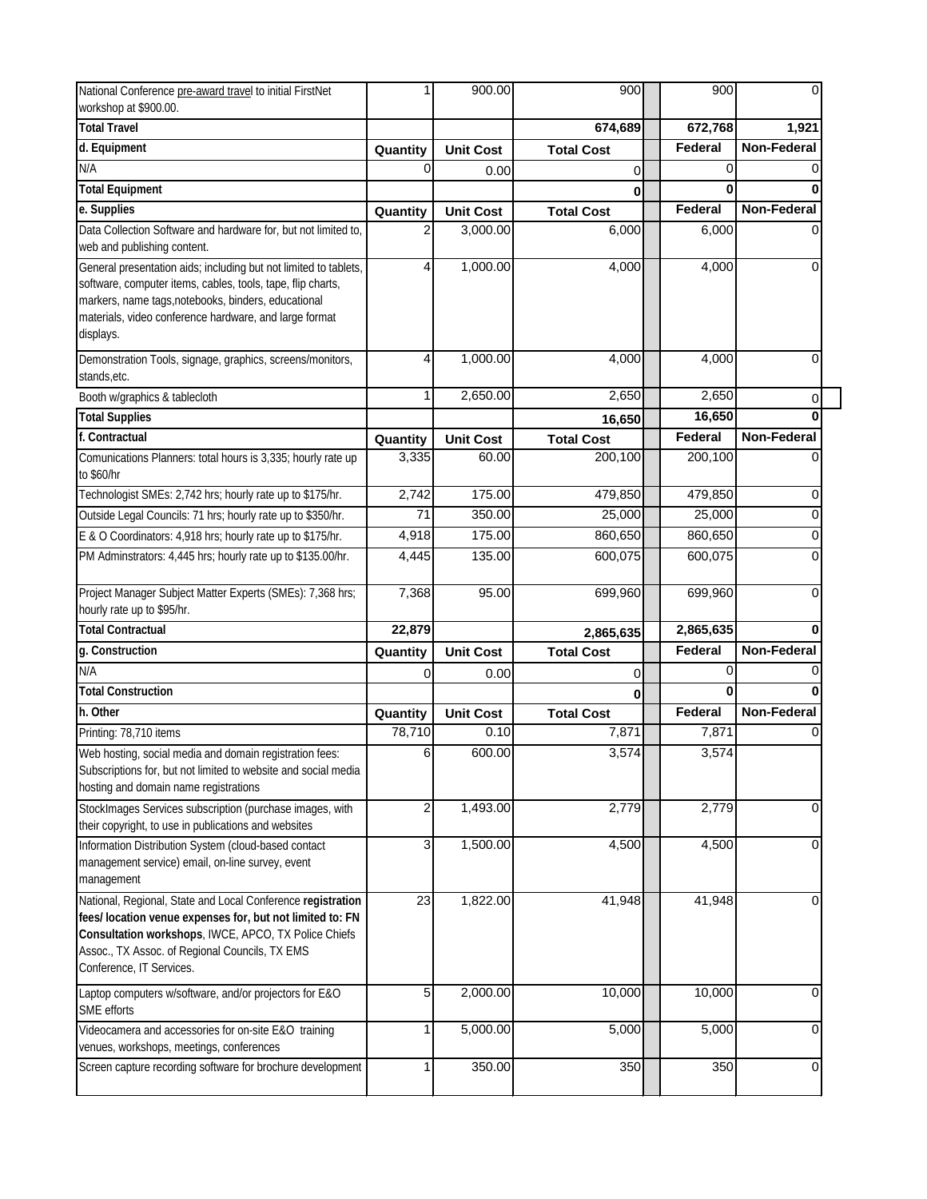| National Conference pre-award travel to initial FirstNet workshop at $900.00. | 1 | 900.00 | 900 | | 900 | 0 |
|---|---|---|---|---|---|---|
| **Total Travel** | | | **674,689** | | **672,768** | **1,921** |
| **d. Equipment** | **Quantity** | **Unit Cost** | **Total Cost** | | **Federal** | **Non-Federal** |
| N/A | 0 | 0.00 | 0 | | 0 | 0 |
| **Total Equipment** | | | **0** | | **0** | **0** |
| **e. Supplies** | **Quantity** | **Unit Cost** | **Total Cost** | | **Federal** | **Non-Federal** |
| Data Collection Software and hardware for, but not limited to, web and publishing content. | 2 | 3,000.00 | 6,000 | | 6,000 | 0 |
| General presentation aids; including but not limited to tablets, software, computer items, cables, tools, tape, flip charts, markers, name tags,notebooks, binders, educational materials, video conference hardware, and large format displays. | 4 | 1,000.00 | 4,000 | | 4,000 | 0 |
| Demonstration Tools, signage, graphics, screens/monitors, stands,etc. | 4 | 1,000.00 | 4,000 | | 4,000 | 0 |
| Booth w/graphics & tablecloth | 1 | 2,650.00 | 2,650 | | 2,650 | 0 |
| **Total Supplies** | | | **16,650** | | **16,650** | **0** |
| **f. Contractual** | **Quantity** | **Unit Cost** | **Total Cost** | | **Federal** | **Non-Federal** |
| Comunications Planners: total hours is 3,335; hourly rate up to $60/hr | 3,335 | 60.00 | 200,100 | | 200,100 | 0 |
| Technologist SMEs: 2,742 hrs; hourly rate up to $175/hr. | 2,742 | 175.00 | 479,850 | | 479,850 | 0 |
| Outside Legal Councils: 71 hrs; hourly rate up to $350/hr. | 71 | 350.00 | 25,000 | | 25,000 | 0 |
| E & O Coordinators: 4,918 hrs; hourly rate up to $175/hr. | 4,918 | 175.00 | 860,650 | | 860,650 | 0 |
| PM Adminstrators: 4,445 hrs; hourly rate up to $135.00/hr. | 4,445 | 135.00 | 600,075 | | 600,075 | 0 |
| Project Manager Subject Matter Experts (SMEs): 7,368 hrs; hourly rate up to $95/hr. | 7,368 | 95.00 | 699,960 | | 699,960 | 0 |
| **Total Contractual** | **22,879** | | **2,865,635** | | **2,865,635** | **0** |
| **g. Construction** | **Quantity** | **Unit Cost** | **Total Cost** | | **Federal** | **Non-Federal** |
| N/A | 0 | 0.00 | 0 | | 0 | 0 |
| **Total Construction** | | | **0** | | **0** | **0** |
| **h. Other** | **Quantity** | **Unit Cost** | **Total Cost** | | **Federal** | **Non-Federal** |
| Printing: 78,710 items | 78,710 | 0.10 | 7,871 | | 7,871 | 0 |
| Web hosting, social media and domain registration fees: Subscriptions for, but not limited to website and social media hosting and domain name registrations | 6 | 600.00 | 3,574 | | 3,574 | |
| StockImages Services subscription (purchase images, with their copyright, to use in publications and websites | 2 | 1,493.00 | 2,779 | | 2,779 | 0 |
| Information Distribution System (cloud-based contact management service) email, on-line survey, event management | 3 | 1,500.00 | 4,500 | | 4,500 | 0 |
| National, Regional, State and Local Conference **registration fees/ location venue expenses for, but not limited to: FN Consultation workshops**, IWCE, APCO, TX Police Chiefs Assoc., TX Assoc. of Regional Councils, TX EMS Conference, IT Services. | 23 | 1,822.00 | 41,948 | | 41,948 | 0 |
| Laptop computers w/software, and/or projectors for E&O SME efforts | 5 | 2,000.00 | 10,000 | | 10,000 | 0 |
| Videocamera and accessories for on-site E&O training venues, workshops, meetings, conferences | 1 | 5,000.00 | 5,000 | | 5,000 | 0 |
| Screen capture recording software for brochure development | 1 | 350.00 | 350 | | 350 | 0 |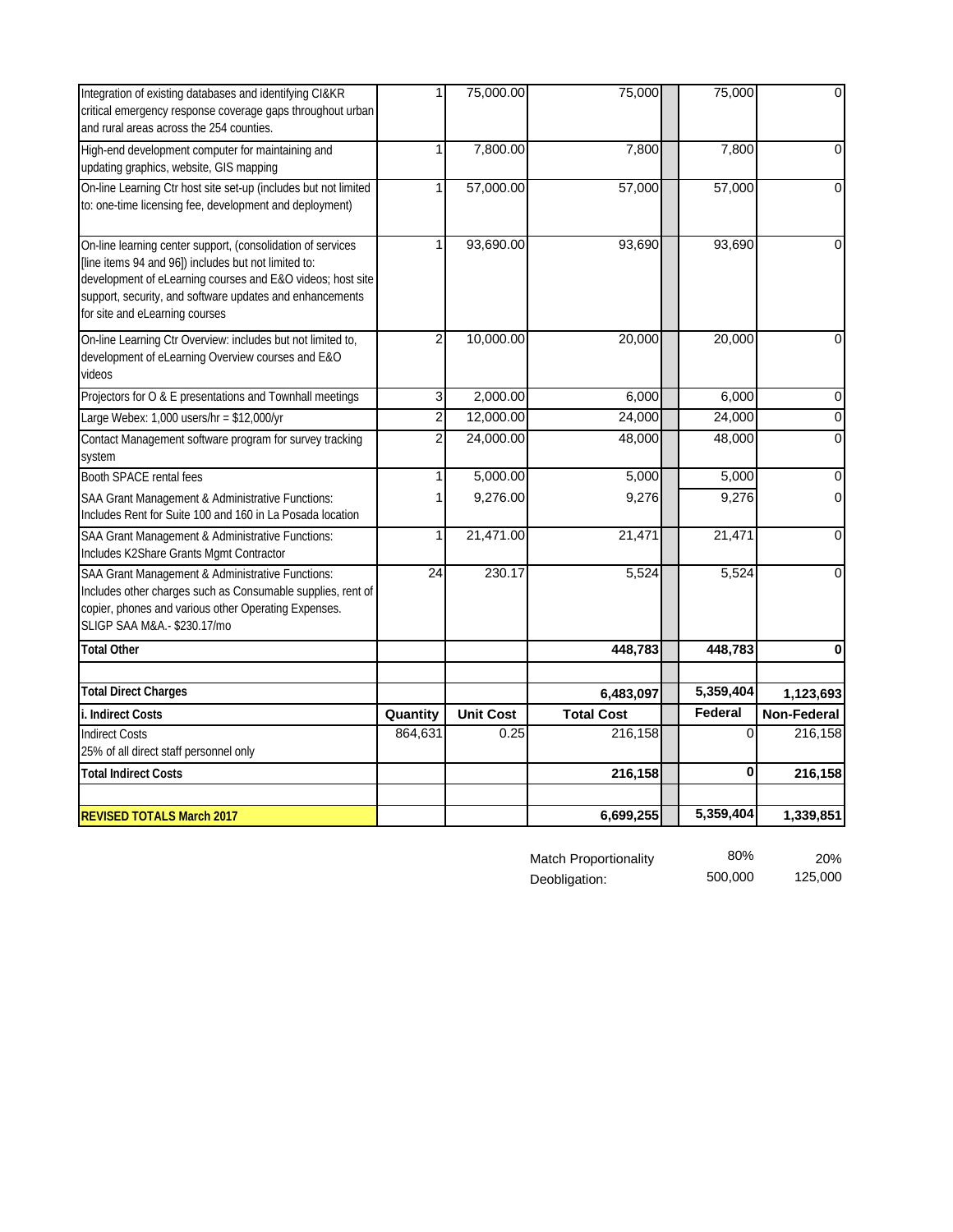| | | | | | | |
|---|---|---|---|---|---|---|
| Integration of existing databases and identifying CI&KR critical emergency response coverage gaps throughout urban and rural areas across the 254 counties. | 1 | 75,000.00 | 75,000 | | 75,000 | 0 |
| High-end development computer for maintaining and updating graphics, website, GIS mapping | 1 | 7,800.00 | 7,800 | | 7,800 | 0 |
| On-line Learning Ctr host site set-up (includes but not limited to: one-time licensing fee, development and deployment) | 1 | 57,000.00 | 57,000 | | 57,000 | 0 |
| On-line learning center support, (consolidation of services [line items 94 and 96]) includes but not limited to: development of eLearning courses and E&O videos; host site support, security, and software updates and enhancements for site and eLearning courses | 1 | 93,690.00 | 93,690 | | 93,690 | 0 |
| On-line Learning Ctr Overview: includes but not limited to, development of eLearning Overview courses and E&O videos | 2 | 10,000.00 | 20,000 | | 20,000 | 0 |
| Projectors for O & E presentations and Townhall meetings | 3 | 2,000.00 | 6,000 | | 6,000 | 0 |
| Large Webex: 1,000 users/hr = $12,000/yr | 2 | 12,000.00 | 24,000 | | 24,000 | 0 |
| Contact Management software program for survey tracking system | 2 | 24,000.00 | 48,000 | | 48,000 | 0 |
| Booth SPACE rental fees | 1 | 5,000.00 | 5,000 | | 5,000 | 0 |
| SAA Grant Management & Administrative Functions: Includes Rent for Suite 100 and 160 in La Posada location | 1 | 9,276.00 | 9,276 | | 9,276 | 0 |
| SAA Grant Management & Administrative Functions: Includes K2Share Grants Mgmt Contractor | 1 | 21,471.00 | 21,471 | | 21,471 | 0 |
| SAA Grant Management & Administrative Functions: Includes other charges such as Consumable supplies, rent of copier, phones and various other Operating Expenses. SLIGP SAA M&A.- $230.17/mo | 24 | 230.17 | 5,524 | | 5,524 | 0 |
| **Total Other** | | | **448,783** | | **448,783** | **0** |
| | | | | | | |
| **Total Direct Charges** | | | **6,483,097** | | **5,359,404** | **1,123,693** |
| **i. Indirect Costs** | **Quantity** | **Unit Cost** | **Total Cost** | | **Federal** | **Non-Federal** |
| Indirect Costs 25% of all direct staff personnel only | 864,631 | 0.25 | 216,158 | | 0 | 216,158 |
| **Total Indirect Costs** | | | **216,158** | | **0** | **216,158** |
| | | | | | | |
| **REVISED TOTALS March 2017** | | | **6,699,255** | | **5,359,404** | **1,339,851** |

| | | |
|---|---|---|
| Match Proportionality | 80% | 20% |
| Deobligation: | 500,000 | 125,000 |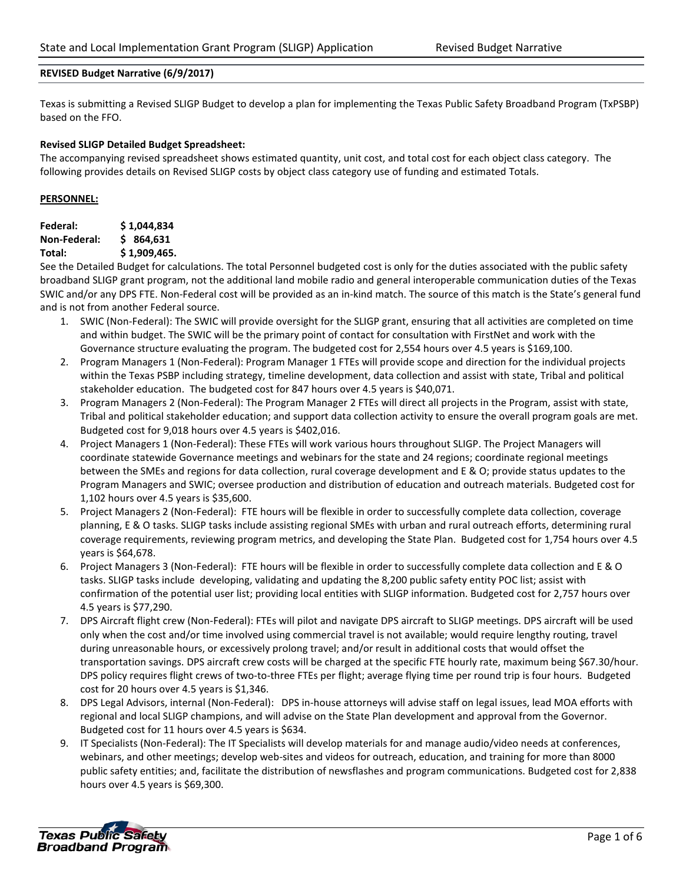**REVISED Budget Narrative (6/9/2017)**

Texas is submitting a Revised SLIGP Budget to develop a plan for implementing the Texas Public Safety Broadband Program (TxPSBP) based on the FFO.

**Revised SLIGP Detailed Budget Spreadsheet:**
The accompanying revised spreadsheet shows estimated quantity, unit cost, and total cost for each object class category. The following provides details on Revised SLIGP costs by object class category use of funding and estimated Totals.

**PERSONNEL:**

**Federal: $ 1,044,834**
**Non-Federal: $ 864,631**
**Total: $ 1,909,465.**

See the Detailed Budget for calculations. The total Personnel budgeted cost is only for the duties associated with the public safety broadband SLIGP grant program, not the additional land mobile radio and general interoperable communication duties of the Texas SWIC and/or any DPS FTE. Non-Federal cost will be provided as an in-kind match. The source of this match is the State's general fund and is not from another Federal source.

1. SWIC (Non-Federal): The SWIC will provide oversight for the SLIGP grant, ensuring that all activities are completed on time and within budget. The SWIC will be the primary point of contact for consultation with FirstNet and work with the Governance structure evaluating the program. The budgeted cost for 2,554 hours over 4.5 years is $169,100.
2. Program Managers 1 (Non-Federal): Program Manager 1 FTEs will provide scope and direction for the individual projects within the Texas PSBP including strategy, timeline development, data collection and assist with state, Tribal and political stakeholder education. The budgeted cost for 847 hours over 4.5 years is $40,071.
3. Program Managers 2 (Non-Federal): The Program Manager 2 FTEs will direct all projects in the Program, assist with state, Tribal and political stakeholder education; and support data collection activity to ensure the overall program goals are met. Budgeted cost for 9,018 hours over 4.5 years is $402,016.
4. Project Managers 1 (Non-Federal): These FTEs will work various hours throughout SLIGP. The Project Managers will coordinate statewide Governance meetings and webinars for the state and 24 regions; coordinate regional meetings between the SMEs and regions for data collection, rural coverage development and E & O; provide status updates to the Program Managers and SWIC; oversee production and distribution of education and outreach materials. Budgeted cost for 1,102 hours over 4.5 years is $35,600.
5. Project Managers 2 (Non-Federal): FTE hours will be flexible in order to successfully complete data collection, coverage planning, E & O tasks. SLIGP tasks include assisting regional SMEs with urban and rural outreach efforts, determining rural coverage requirements, reviewing program metrics, and developing the State Plan. Budgeted cost for 1,754 hours over 4.5 years is $64,678.
6. Project Managers 3 (Non-Federal): FTE hours will be flexible in order to successfully complete data collection and E & O tasks. SLIGP tasks include developing, validating and updating the 8,200 public safety entity POC list; assist with confirmation of the potential user list; providing local entities with SLIGP information. Budgeted cost for 2,757 hours over 4.5 years is $77,290.
7. DPS Aircraft flight crew (Non-Federal): FTEs will pilot and navigate DPS aircraft to SLIGP meetings. DPS aircraft will be used only when the cost and/or time involved using commercial travel is not available; would require lengthy routing, travel during unreasonable hours, or excessively prolong travel; and/or result in additional costs that would offset the transportation savings. DPS aircraft crew costs will be charged at the specific FTE hourly rate, maximum being $67.30/hour. DPS policy requires flight crews of two-to-three FTEs per flight; average flying time per round trip is four hours. Budgeted cost for 20 hours over 4.5 years is $1,346.
8. DPS Legal Advisors, internal (Non-Federal): DPS in-house attorneys will advise staff on legal issues, lead MOA efforts with regional and local SLIGP champions, and will advise on the State Plan development and approval from the Governor. Budgeted cost for 11 hours over 4.5 years is $634.
9. IT Specialists (Non-Federal): The IT Specialists will develop materials for and manage audio/video needs at conferences, webinars, and other meetings; develop web-sites and videos for outreach, education, and training for more than 8000 public safety entities; and, facilitate the distribution of newsflashes and program communications. Budgeted cost for 2,838 hours over 4.5 years is $69,300.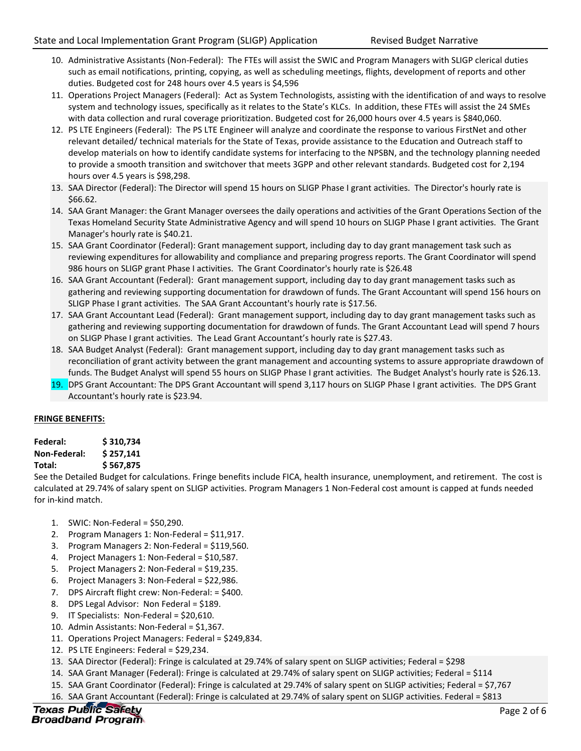10. Administrative Assistants (Non-Federal): The FTEs will assist the SWIC and Program Managers with SLIGP clerical duties such as email notifications, printing, copying, as well as scheduling meetings, flights, development of reports and other duties. Budgeted cost for 248 hours over 4.5 years is $4,596
11. Operations Project Managers (Federal): Act as System Technologists, assisting with the identification of and ways to resolve system and technology issues, specifically as it relates to the State's KLCs. In addition, these FTEs will assist the 24 SMEs with data collection and rural coverage prioritization. Budgeted cost for 26,000 hours over 4.5 years is $840,060.
12. PS LTE Engineers (Federal): The PS LTE Engineer will analyze and coordinate the response to various FirstNet and other relevant detailed/ technical materials for the State of Texas, provide assistance to the Education and Outreach staff to develop materials on how to identify candidate systems for interfacing to the NPSBN, and the technology planning needed to provide a smooth transition and switchover that meets 3GPP and other relevant standards. Budgeted cost for 2,194 hours over 4.5 years is $98,298.
13. SAA Director (Federal): The Director will spend 15 hours on SLIGP Phase I grant activities. The Director's hourly rate is $66.62.
14. SAA Grant Manager: the Grant Manager oversees the daily operations and activities of the Grant Operations Section of the Texas Homeland Security State Administrative Agency and will spend 10 hours on SLIGP Phase I grant activities. The Grant Manager's hourly rate is $40.21.
15. SAA Grant Coordinator (Federal): Grant management support, including day to day grant management task such as reviewing expenditures for allowability and compliance and preparing progress reports. The Grant Coordinator will spend 986 hours on SLIGP grant Phase I activities. The Grant Coordinator's hourly rate is $26.48
16. SAA Grant Accountant (Federal): Grant management support, including day to day grant management tasks such as gathering and reviewing supporting documentation for drawdown of funds. The Grant Accountant will spend 156 hours on SLIGP Phase I grant activities. The SAA Grant Accountant's hourly rate is $17.56.
17. SAA Grant Accountant Lead (Federal): Grant management support, including day to day grant management tasks such as gathering and reviewing supporting documentation for drawdown of funds. The Grant Accountant Lead will spend 7 hours on SLIGP Phase I grant activities. The Lead Grant Accountant's hourly rate is $27.43.
18. SAA Budget Analyst (Federal): Grant management support, including day to day grant management tasks such as reconciliation of grant activity between the grant management and accounting systems to assure appropriate drawdown of funds. The Budget Analyst will spend 55 hours on SLIGP Phase I grant activities. The Budget Analyst's hourly rate is $26.13.
19. DPS Grant Accountant: The DPS Grant Accountant will spend 3,117 hours on SLIGP Phase I grant activities. The DPS Grant Accountant's hourly rate is $23.94.

**FRINGE BENEFITS:**

**Federal: $ 310,734**
**Non-Federal: $ 257,141**
**Total: $ 567,875**

See the Detailed Budget for calculations. Fringe benefits include FICA, health insurance, unemployment, and retirement. The cost is calculated at 29.74% of salary spent on SLIGP activities. Program Managers 1 Non-Federal cost amount is capped at funds needed for in-kind match.

1. SWIC: Non-Federal = $50,290.
2. Program Managers 1: Non-Federal = $11,917.
3. Program Managers 2: Non-Federal = $119,560.
4. Project Managers 1: Non-Federal = $10,587.
5. Project Managers 2: Non-Federal = $19,235.
6. Project Managers 3: Non-Federal = $22,986.
7. DPS Aircraft flight crew: Non-Federal: = $400.
8. DPS Legal Advisor: Non Federal = $189.
9. IT Specialists: Non-Federal = $20,610.
10. Admin Assistants: Non-Federal = $1,367.
11. Operations Project Managers: Federal = $249,834.
12. PS LTE Engineers: Federal = $29,234.
13. SAA Director (Federal): Fringe is calculated at 29.74% of salary spent on SLIGP activities; Federal = $298
14. SAA Grant Manager (Federal): Fringe is calculated at 29.74% of salary spent on SLIGP activities; Federal = $114
15. SAA Grant Coordinator (Federal): Fringe is calculated at 29.74% of salary spent on SLIGP activities; Federal = $7,767
16. SAA Grant Accountant (Federal): Fringe is calculated at 29.74% of salary spent on SLIGP activities. Federal = $813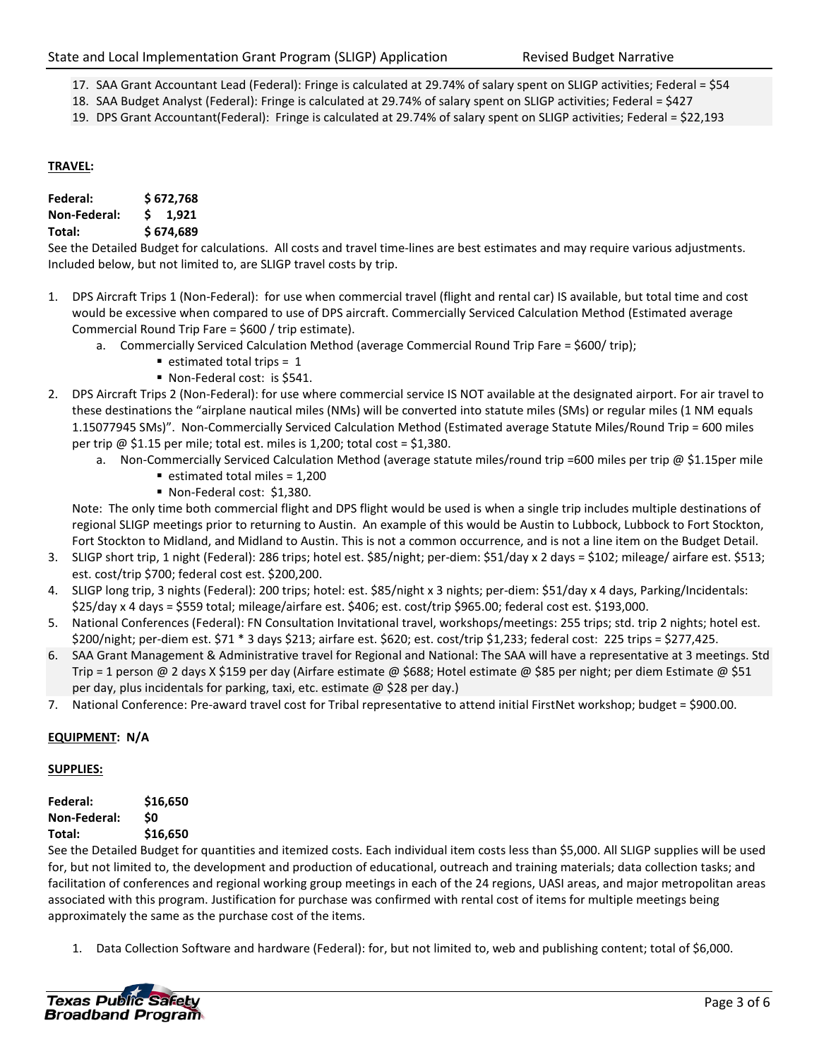17. SAA Grant Accountant Lead (Federal): Fringe is calculated at 29.74% of salary spent on SLIGP activities; Federal = $54
18. SAA Budget Analyst (Federal): Fringe is calculated at 29.74% of salary spent on SLIGP activities; Federal = $427
19. DPS Grant Accountant(Federal): Fringe is calculated at 29.74% of salary spent on SLIGP activities; Federal = $22,193

**TRAVEL:**

**Federal:** **$ 672,768**
**Non-Federal:** **$ 1,921**
**Total:** **$ 674,689**

See the Detailed Budget for calculations. All costs and travel time-lines are best estimates and may require various adjustments. Included below, but not limited to, are SLIGP travel costs by trip.

1. DPS Aircraft Trips 1 (Non-Federal): for use when commercial travel (flight and rental car) IS available, but total time and cost would be excessive when compared to use of DPS aircraft. Commercially Serviced Calculation Method (Estimated average Commercial Round Trip Fare = $600 / trip estimate).
   a. Commercially Serviced Calculation Method (average Commercial Round Trip Fare = $600/ trip);
      - estimated total trips = 1
      - Non-Federal cost: is $541.
2. DPS Aircraft Trips 2 (Non-Federal): for use where commercial service IS NOT available at the designated airport. For air travel to these destinations the "airplane nautical miles (NMs) will be converted into statute miles (SMs) or regular miles (1 NM equals 1.15077945 SMs)". Non-Commercially Serviced Calculation Method (Estimated average Statute Miles/Round Trip = 600 miles per trip @ $1.15 per mile; total est. miles is 1,200; total cost = $1,380.
   a. Non-Commercially Serviced Calculation Method (average statute miles/round trip =600 miles per trip @ $1.15per mile
      - estimated total miles = 1,200
      - Non-Federal cost: $1,380.

   Note: The only time both commercial flight and DPS flight would be used is when a single trip includes multiple destinations of regional SLIGP meetings prior to returning to Austin. An example of this would be Austin to Lubbock, Lubbock to Fort Stockton, Fort Stockton to Midland, and Midland to Austin. This is not a common occurrence, and is not a line item on the Budget Detail.
3. SLIGP short trip, 1 night (Federal): 286 trips; hotel est. $85/night; per-diem: $51/day x 2 days = $102; mileage/ airfare est. $513; est. cost/trip $700; federal cost est. $200,200.
4. SLIGP long trip, 3 nights (Federal): 200 trips; hotel: est. $85/night x 3 nights; per-diem: $51/day x 4 days, Parking/Incidentals: $25/day x 4 days = $559 total; mileage/airfare est. $406; est. cost/trip $965.00; federal cost est. $193,000.
5. National Conferences (Federal): FN Consultation Invitational travel, workshops/meetings: 255 trips; std. trip 2 nights; hotel est. $200/night; per-diem est. $71 * 3 days $213; airfare est. $620; est. cost/trip $1,233; federal cost: 225 trips = $277,425.
6. SAA Grant Management & Administrative travel for Regional and National: The SAA will have a representative at 3 meetings. Std Trip = 1 person @ 2 days X $159 per day (Airfare estimate @ $688; Hotel estimate @ $85 per night; per diem Estimate @ $51 per day, plus incidentals for parking, taxi, etc. estimate @ $28 per day.)
7. National Conference: Pre-award travel cost for Tribal representative to attend initial FirstNet workshop; budget = $900.00.

**EQUIPMENT: N/A**

**SUPPLIES:**

**Federal:** **$16,650**
**Non-Federal:** **$0**
**Total:** **$16,650**

See the Detailed Budget for quantities and itemized costs. Each individual item costs less than $5,000. All SLIGP supplies will be used for, but not limited to, the development and production of educational, outreach and training materials; data collection tasks; and facilitation of conferences and regional working group meetings in each of the 24 regions, UASI areas, and major metropolitan areas associated with this program. Justification for purchase was confirmed with rental cost of items for multiple meetings being approximately the same as the purchase cost of the items.

1. Data Collection Software and hardware (Federal): for, but not limited to, web and publishing content; total of $6,000.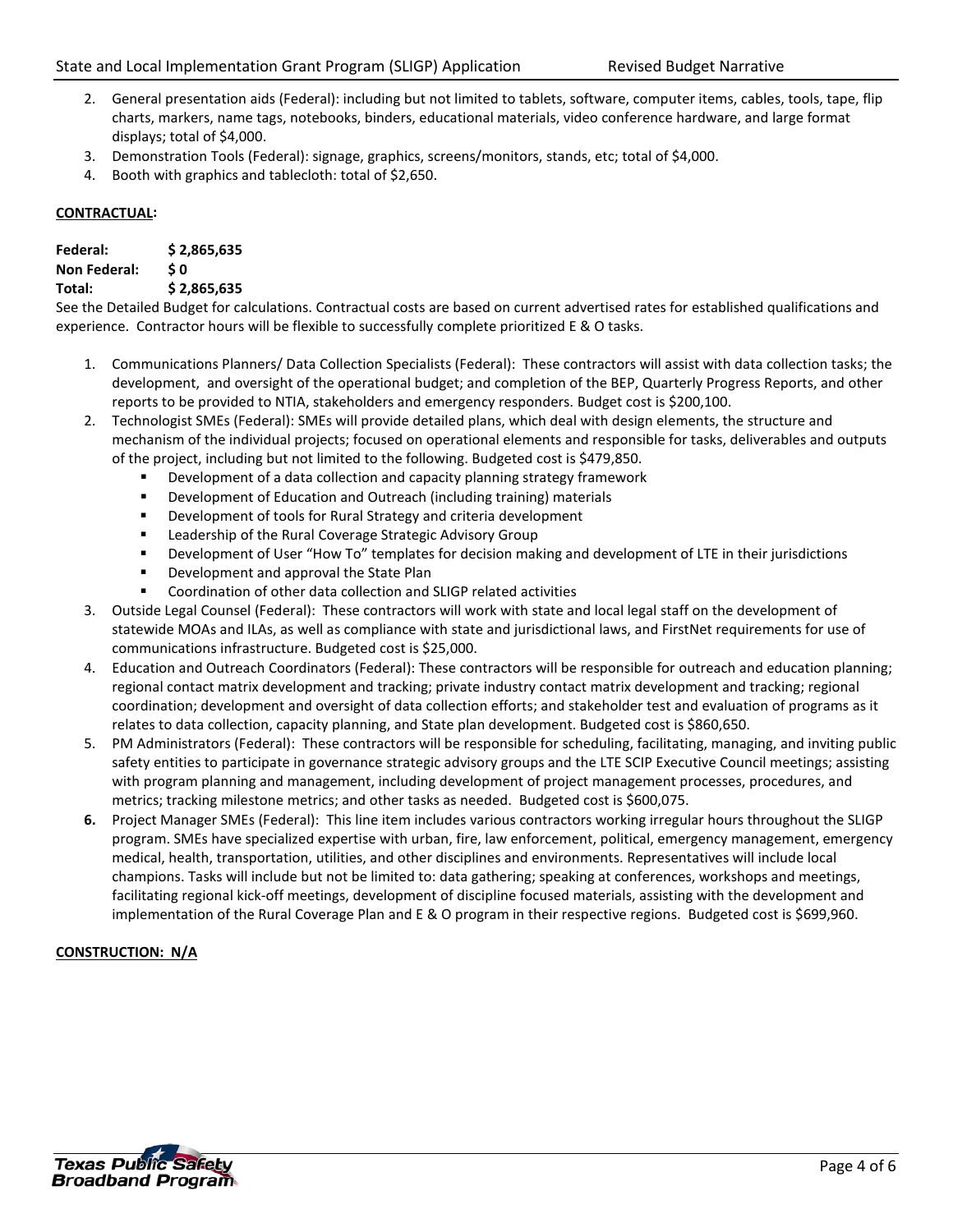2. General presentation aids (Federal): including but not limited to tablets, software, computer items, cables, tools, tape, flip charts, markers, name tags, notebooks, binders, educational materials, video conference hardware, and large format displays; total of $4,000.
3. Demonstration Tools (Federal): signage, graphics, screens/monitors, stands, etc; total of $4,000.
4. Booth with graphics and tablecloth: total of $2,650.

**CONTRACTUAL:**

**Federal:** **$ 2,865,635**
**Non Federal:** **$ 0**
**Total:** **$ 2,865,635**

See the Detailed Budget for calculations. Contractual costs are based on current advertised rates for established qualifications and experience. Contractor hours will be flexible to successfully complete prioritized E & O tasks.

1. Communications Planners/ Data Collection Specialists (Federal): These contractors will assist with data collection tasks; the development, and oversight of the operational budget; and completion of the BEP, Quarterly Progress Reports, and other reports to be provided to NTIA, stakeholders and emergency responders. Budget cost is $200,100.
2. Technologist SMEs (Federal): SMEs will provide detailed plans, which deal with design elements, the structure and mechanism of the individual projects; focused on operational elements and responsible for tasks, deliverables and outputs of the project, including but not limited to the following. Budgeted cost is $479,850.
   - Development of a data collection and capacity planning strategy framework
   - Development of Education and Outreach (including training) materials
   - Development of tools for Rural Strategy and criteria development
   - Leadership of the Rural Coverage Strategic Advisory Group
   - Development of User "How To" templates for decision making and development of LTE in their jurisdictions
   - Development and approval the State Plan
   - Coordination of other data collection and SLIGP related activities
3. Outside Legal Counsel (Federal): These contractors will work with state and local legal staff on the development of statewide MOAs and ILAs, as well as compliance with state and jurisdictional laws, and FirstNet requirements for use of communications infrastructure. Budgeted cost is $25,000.
4. Education and Outreach Coordinators (Federal): These contractors will be responsible for outreach and education planning; regional contact matrix development and tracking; private industry contact matrix development and tracking; regional coordination; development and oversight of data collection efforts; and stakeholder test and evaluation of programs as it relates to data collection, capacity planning, and State plan development. Budgeted cost is $860,650.
5. PM Administrators (Federal): These contractors will be responsible for scheduling, facilitating, managing, and inviting public safety entities to participate in governance strategic advisory groups and the LTE SCIP Executive Council meetings; assisting with program planning and management, including development of project management processes, procedures, and metrics; tracking milestone metrics; and other tasks as needed. Budgeted cost is $600,075.
6. Project Manager SMEs (Federal): This line item includes various contractors working irregular hours throughout the SLIGP program. SMEs have specialized expertise with urban, fire, law enforcement, political, emergency management, emergency medical, health, transportation, utilities, and other disciplines and environments. Representatives will include local champions. Tasks will include but not be limited to: data gathering; speaking at conferences, workshops and meetings, facilitating regional kick-off meetings, development of discipline focused materials, assisting with the development and implementation of the Rural Coverage Plan and E & O program in their respective regions. Budgeted cost is $699,960.

**CONSTRUCTION: N/A**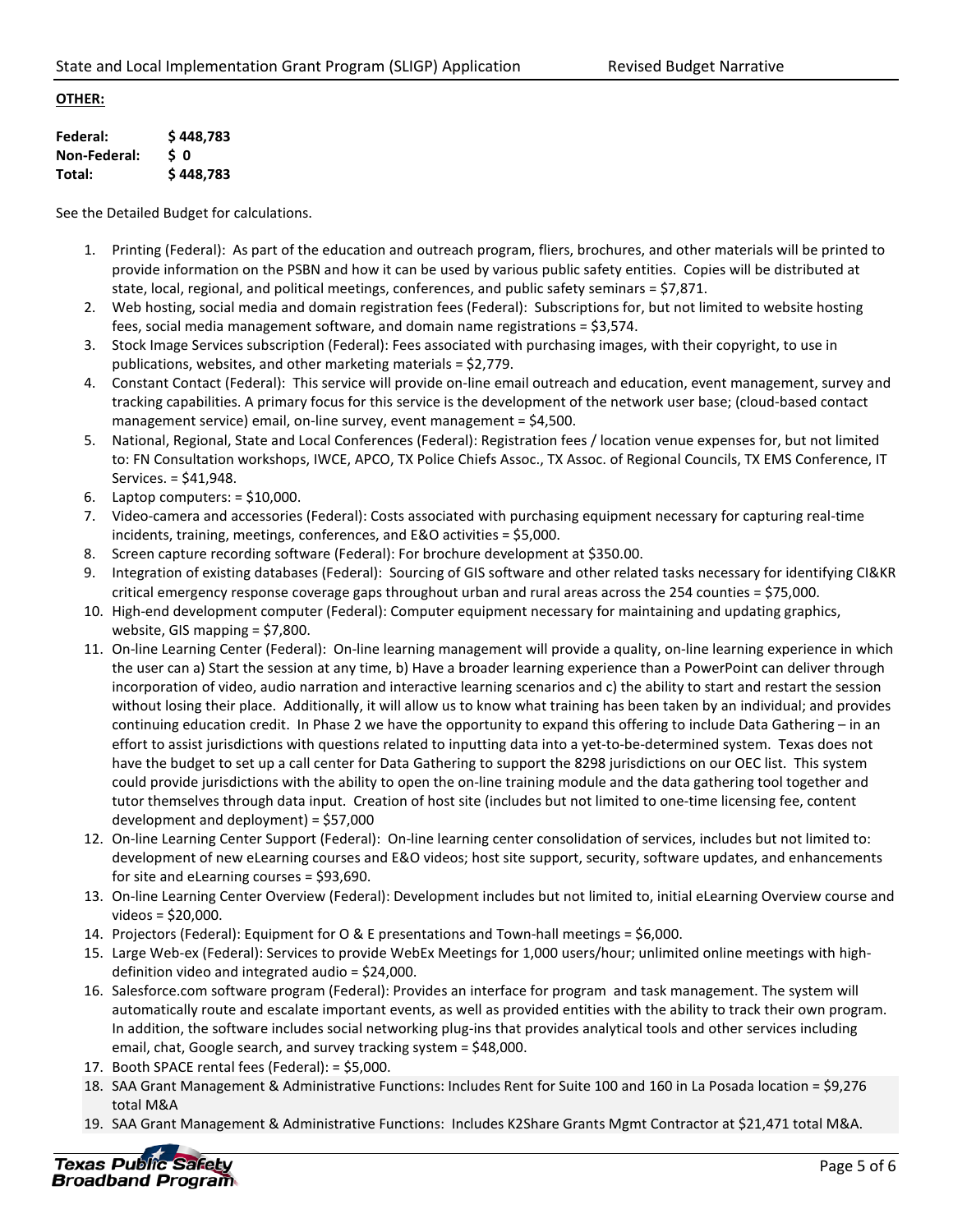**OTHER:**

| | |
|---|---|
| **Federal:** | **$ 448,783** |
| **Non-Federal:** | **$ 0** |
| **Total:** | **$ 448,783** |

See the Detailed Budget for calculations.

1. Printing (Federal): As part of the education and outreach program, fliers, brochures, and other materials will be printed to provide information on the PSBN and how it can be used by various public safety entities. Copies will be distributed at state, local, regional, and political meetings, conferences, and public safety seminars = $7,871.
2. Web hosting, social media and domain registration fees (Federal): Subscriptions for, but not limited to website hosting fees, social media management software, and domain name registrations = $3,574.
3. Stock Image Services subscription (Federal): Fees associated with purchasing images, with their copyright, to use in publications, websites, and other marketing materials = $2,779.
4. Constant Contact (Federal): This service will provide on-line email outreach and education, event management, survey and tracking capabilities. A primary focus for this service is the development of the network user base; (cloud-based contact management service) email, on-line survey, event management = $4,500.
5. National, Regional, State and Local Conferences (Federal): Registration fees / location venue expenses for, but not limited to: FN Consultation workshops, IWCE, APCO, TX Police Chiefs Assoc., TX Assoc. of Regional Councils, TX EMS Conference, IT Services. = $41,948.
6. Laptop computers: = $10,000.
7. Video-camera and accessories (Federal): Costs associated with purchasing equipment necessary for capturing real-time incidents, training, meetings, conferences, and E&O activities = $5,000.
8. Screen capture recording software (Federal): For brochure development at $350.00.
9. Integration of existing databases (Federal): Sourcing of GIS software and other related tasks necessary for identifying CI&KR critical emergency response coverage gaps throughout urban and rural areas across the 254 counties = $75,000.
10. High-end development computer (Federal): Computer equipment necessary for maintaining and updating graphics, website, GIS mapping = $7,800.
11. On-line Learning Center (Federal): On-line learning management will provide a quality, on-line learning experience in which the user can a) Start the session at any time, b) Have a broader learning experience than a PowerPoint can deliver through incorporation of video, audio narration and interactive learning scenarios and c) the ability to start and restart the session without losing their place. Additionally, it will allow us to know what training has been taken by an individual; and provides continuing education credit. In Phase 2 we have the opportunity to expand this offering to include Data Gathering – in an effort to assist jurisdictions with questions related to inputting data into a yet-to-be-determined system. Texas does not have the budget to set up a call center for Data Gathering to support the 8298 jurisdictions on our OEC list. This system could provide jurisdictions with the ability to open the on-line training module and the data gathering tool together and tutor themselves through data input. Creation of host site (includes but not limited to one-time licensing fee, content development and deployment) = $57,000
12. On-line Learning Center Support (Federal): On-line learning center consolidation of services, includes but not limited to: development of new eLearning courses and E&O videos; host site support, security, software updates, and enhancements for site and eLearning courses = $93,690.
13. On-line Learning Center Overview (Federal): Development includes but not limited to, initial eLearning Overview course and videos = $20,000.
14. Projectors (Federal): Equipment for O & E presentations and Town-hall meetings = $6,000.
15. Large Web-ex (Federal): Services to provide WebEx Meetings for 1,000 users/hour; unlimited online meetings with high-definition video and integrated audio = $24,000.
16. Salesforce.com software program (Federal): Provides an interface for program and task management. The system will automatically route and escalate important events, as well as provided entities with the ability to track their own program. In addition, the software includes social networking plug-ins that provides analytical tools and other services including email, chat, Google search, and survey tracking system = $48,000.
17. Booth SPACE rental fees (Federal): = $5,000.
18. SAA Grant Management & Administrative Functions: Includes Rent for Suite 100 and 160 in La Posada location = $9,276 total M&A
19. SAA Grant Management & Administrative Functions: Includes K2Share Grants Mgmt Contractor at $21,471 total M&A.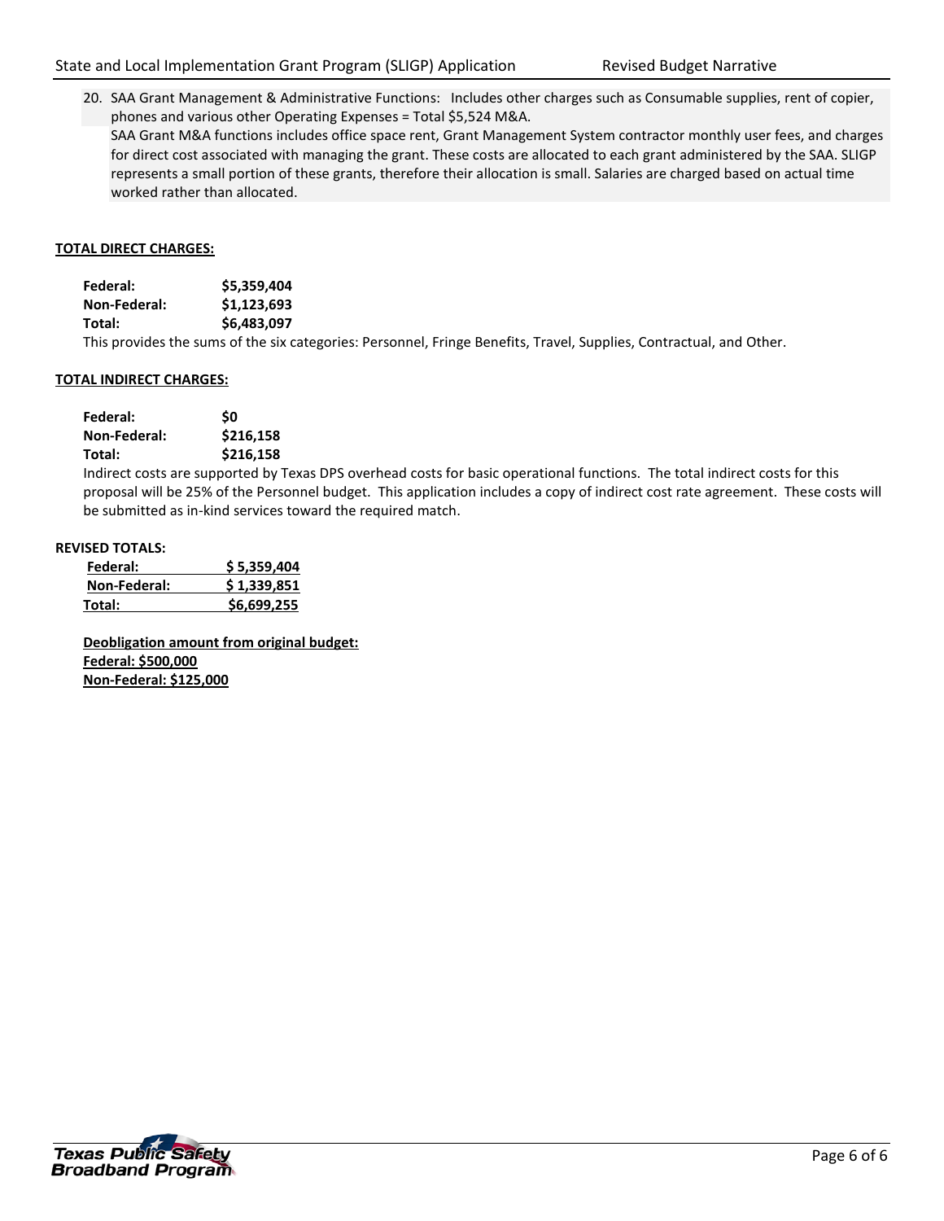20. SAA Grant Management & Administrative Functions: Includes other charges such as Consumable supplies, rent of copier, phones and various other Operating Expenses = Total $5,524 M&A.
    SAA Grant M&A functions includes office space rent, Grant Management System contractor monthly user fees, and charges for direct cost associated with managing the grant. These costs are allocated to each grant administered by the SAA. SLIGP represents a small portion of these grants, therefore their allocation is small. Salaries are charged based on actual time worked rather than allocated.

**TOTAL DIRECT CHARGES:**

| | |
|---|---|
| **Federal:** | **$5,359,404** |
| **Non-Federal:** | **$1,123,693** |
| **Total:** | **$6,483,097** |

This provides the sums of the six categories: Personnel, Fringe Benefits, Travel, Supplies, Contractual, and Other.

**TOTAL INDIRECT CHARGES:**

| | |
|---|---|
| **Federal:** | **$0** |
| **Non-Federal:** | **$216,158** |
| **Total:** | **$216,158** |

Indirect costs are supported by Texas DPS overhead costs for basic operational functions. The total indirect costs for this proposal will be 25% of the Personnel budget. This application includes a copy of indirect cost rate agreement. These costs will be submitted as in-kind services toward the required match.

**REVISED TOTALS:**

| | |
|---|---|
| **Federal:** | **$ 5,359,404** |
| **Non-Federal:** | **$ 1,339,851** |
| **Total:** | **$6,699,255** |

**Deobligation amount from original budget:**
**Federal: $500,000**
**Non-Federal: $125,000**